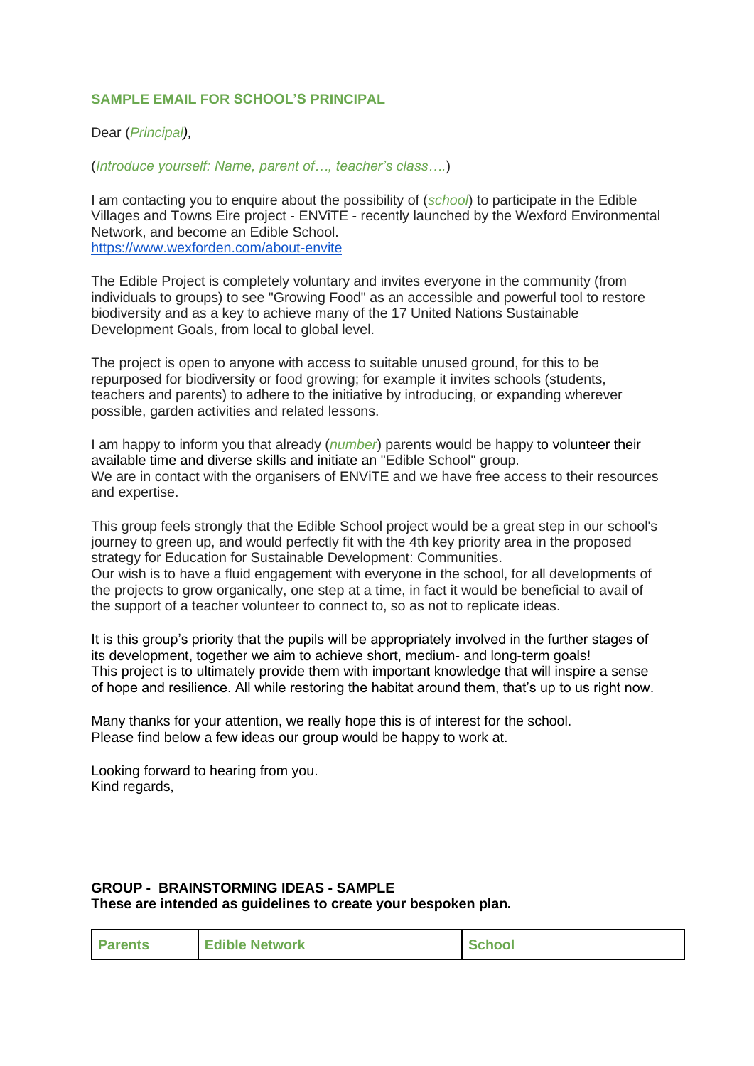## SAMPLE EMAIL FOR SCHOOL'S PRINCIPAL

Dear (*Principal*),

(*Introduce yourself: Name, parent of…, teacher's class….*)

I am contacting you to enquire about the possibility of (*school*) to participate in the Edible Villages and Towns Eire project - ENViTE - recently launched by the Wexford Environmental Network, and become an Edible School.
https://www.wexforden.com/about-envite

The Edible Project is completely voluntary and invites everyone in the community (from individuals to groups) to see "Growing Food" as an accessible and powerful tool to restore biodiversity and as a key to achieve many of the 17 United Nations Sustainable Development Goals, from local to global level.

The project is open to anyone with access to suitable unused ground, for this to be repurposed for biodiversity or food growing; for example it invites schools (students, teachers and parents) to adhere to the initiative by introducing, or expanding wherever possible, garden activities and related lessons.

I am happy to inform you that already (*number*) parents would be happy to volunteer their available time and diverse skills and initiate an "Edible School" group.
We are in contact with the organisers of ENViTE and we have free access to their resources and expertise.

This group feels strongly that the Edible School project would be a great step in our school's journey to green up, and would perfectly fit with the 4th key priority area in the proposed strategy for Education for Sustainable Development: Communities.
Our wish is to have a fluid engagement with everyone in the school, for all developments of the projects to grow organically, one step at a time, in fact it would be beneficial to avail of the support of a teacher volunteer to connect to, so as not to replicate ideas.

It is this group's priority that the pupils will be appropriately involved in the further stages of its development, together we aim to achieve short, medium- and long-term goals!
This project is to ultimately provide them with important knowledge that will inspire a sense of hope and resilience. All while restoring the habitat around them, that's up to us right now.

Many thanks for your attention, we really hope this is of interest for the school.
Please find below a few ideas our group would be happy to work at.

Looking forward to hearing from you.
Kind regards,

**GROUP - BRAINSTORMING IDEAS - SAMPLE**
**These are intended as guidelines to create your bespoken plan.**

| Parents | Edible Network | School |
|---|---|---|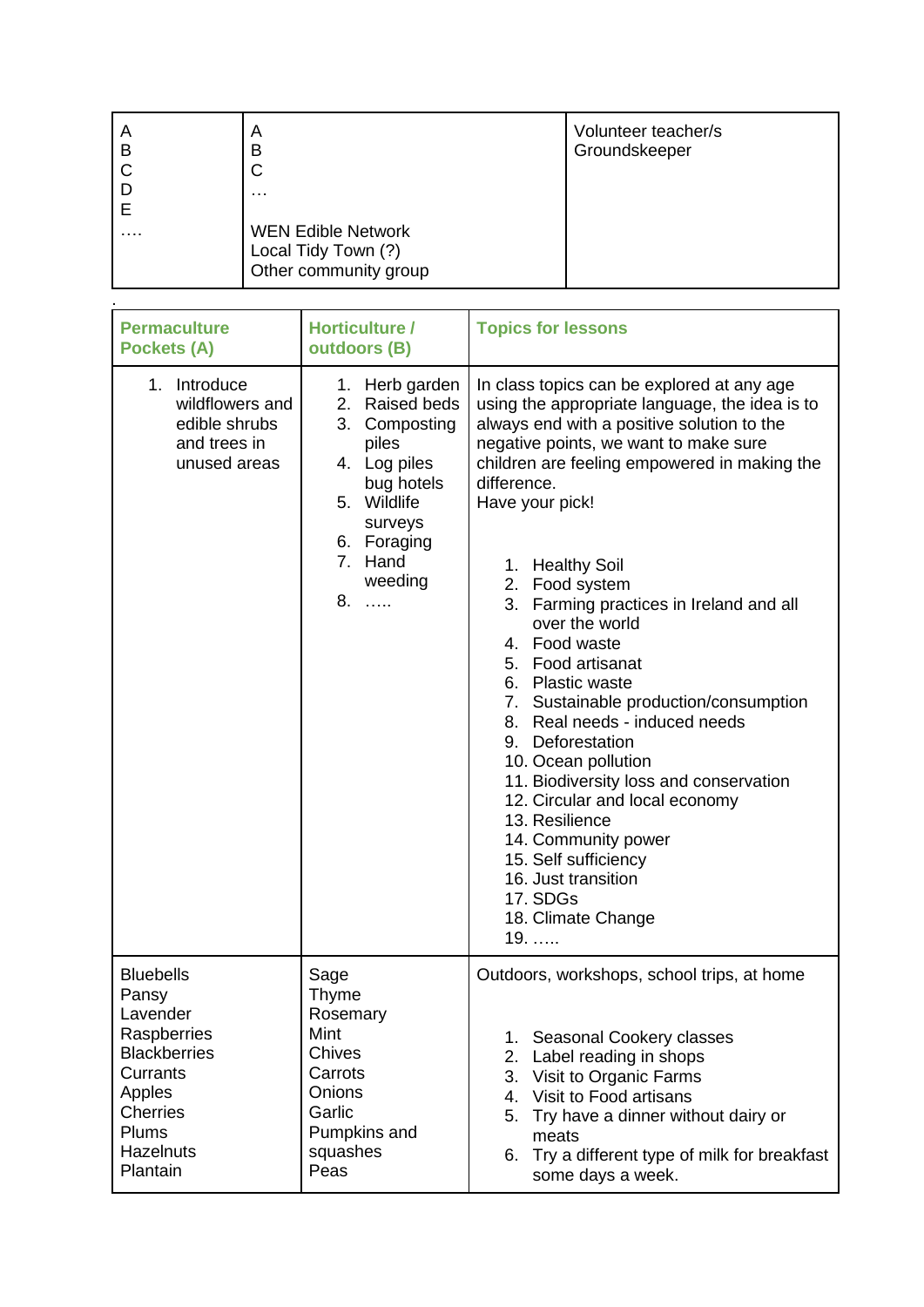| A<br>B<br>C<br>D<br>E<br>…. | A<br>B<br>C<br>…<br><br>WEN Edible Network<br>Local Tidy Town (?)<br>Other community group | Volunteer teacher/s<br>Groundskeeper |
|---|---|---|

.

| Permaculture Pockets (A) | Horticulture / outdoors (B) | Topics for lessons |
|---|---|---|
| 1. Introduce wildflowers and edible shrubs and trees in unused areas | 1. Herb garden<br>2. Raised beds<br>3. Composting piles<br>4. Log piles bug hotels<br>5. Wildlife surveys<br>6. Foraging<br>7. Hand weeding<br>8. ….. | In class topics can be explored at any age using the appropriate language, the idea is to always end with a positive solution to the negative points, we want to make sure children are feeling empowered in making the difference.<br>Have your pick!<br><br>1. Healthy Soil<br>2. Food system<br>3. Farming practices in Ireland and all over the world<br>4. Food waste<br>5. Food artisanat<br>6. Plastic waste<br>7. Sustainable production/consumption<br>8. Real needs - induced needs<br>9. Deforestation<br>10. Ocean pollution<br>11. Biodiversity loss and conservation<br>12. Circular and local economy<br>13. Resilience<br>14. Community power<br>15. Self sufficiency<br>16. Just transition<br>17. SDGs<br>18. Climate Change<br>19. ….. |
| Bluebells<br>Pansy<br>Lavender<br>Raspberries<br>Blackberries<br>Currants<br>Apples<br>Cherries<br>Plums<br>Hazelnuts<br>Plantain | Sage<br>Thyme<br>Rosemary<br>Mint<br>Chives<br>Carrots<br>Onions<br>Garlic<br>Pumpkins and squashes<br>Peas | Outdoors, workshops, school trips, at home<br><br>1. Seasonal Cookery classes<br>2. Label reading in shops<br>3. Visit to Organic Farms<br>4. Visit to Food artisans<br>5. Try have a dinner without dairy or meats<br>6. Try a different type of milk for breakfast some days a week. |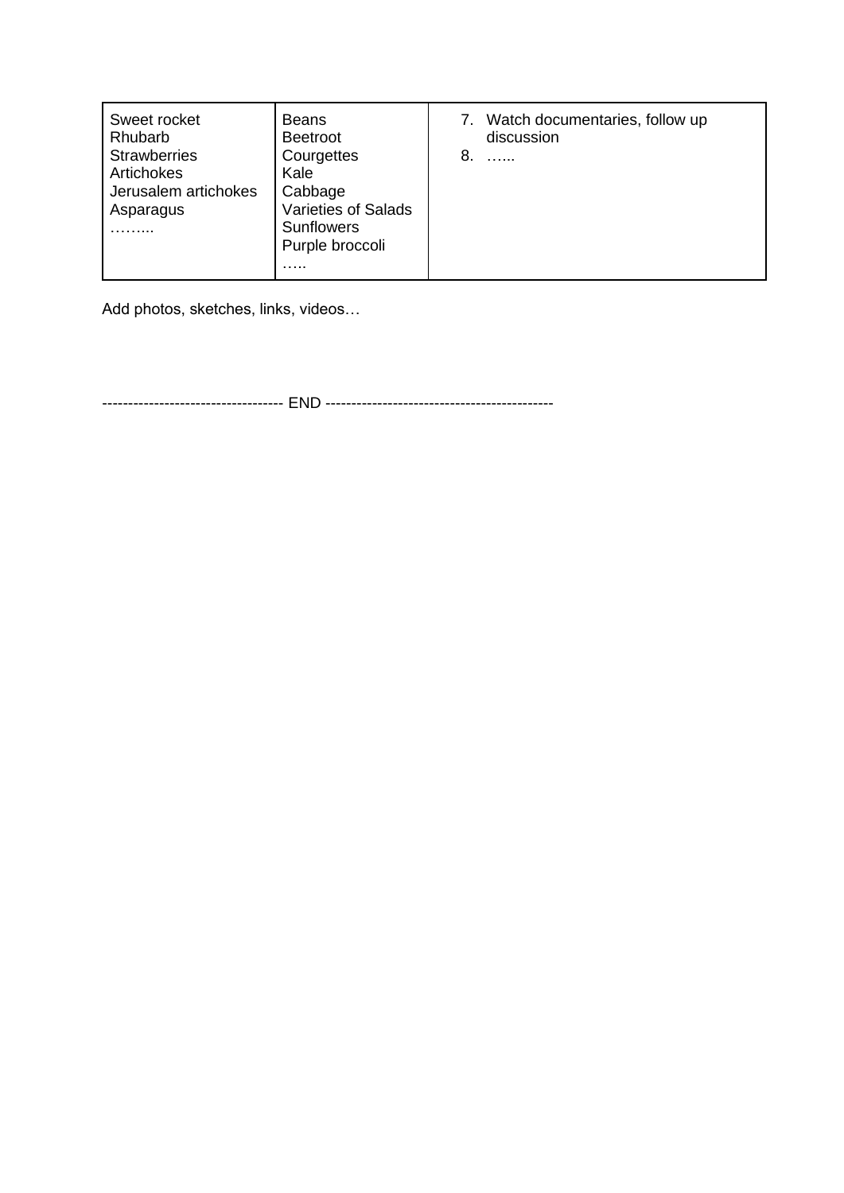| | | |
|---|---|---|
| Sweet rocket<br>Rhubarb<br>Strawberries<br>Artichokes<br>Jerusalem artichokes<br>Asparagus<br>…….. | Beans<br>Beetroot<br>Courgettes<br>Kale<br>Cabbage<br>Varieties of Salads<br>Sunflowers<br>Purple broccoli<br>….. | 7. Watch documentaries, follow up discussion<br>8. …... |

Add photos, sketches, links, videos…

---------------------------------- END -------------------------------------------